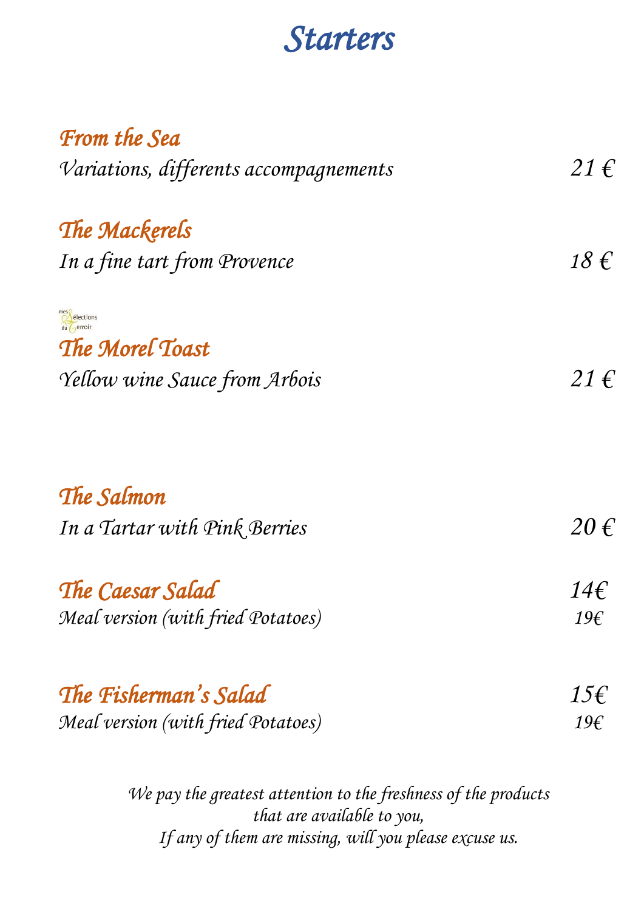# Starters

### From the Sea
*Variations, differents accompagnements* — 21 €

### The Mackerels
*In a fine tart from Provence* — 18 €

mes Sélections du Terroir

### The Morel Toast
*Yellow wine Sauce from Arbois* — 21 €

### The Salmon
*In a Tartar with Pink Berries* — 20 €

### The Caesar Salad — 14€
*Meal version (with fried Potatoes)* — 19€

### The Fisherman's Salad — 15€
*Meal version (with fried Potatoes)* — 19€

*We pay the greatest attention to the freshness of the products that are available to you,*
*If any of them are missing, will you please excuse us.*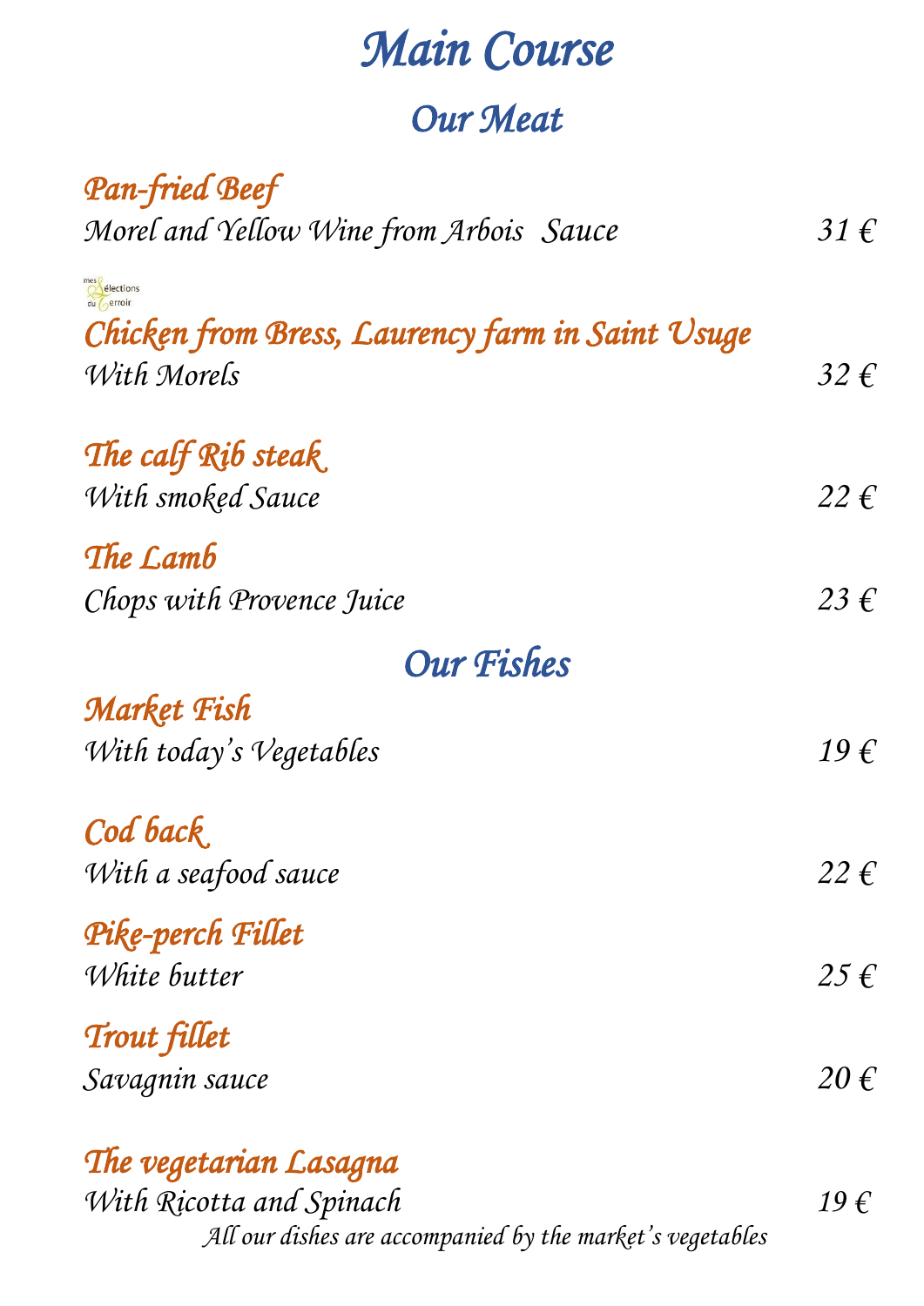# Main Course

## Our Meat

**Pan-fried Beef**
Morel and Yellow Wine from Arbois  Sauce — 31 €

mes Sélections du Terroir

**Chicken from Bress, Laurency farm in Saint Usuge**
With Morels — 32 €

**The calf Rib steak**
With smoked Sauce — 22 €

**The Lamb**
Chops with Provence Juice — 23 €

## Our Fishes

**Market Fish**
With today's Vegetables — 19 €

**Cod back**
With a seafood sauce — 22 €

**Pike-perch Fillet**
White butter — 25 €

**Trout fillet**
Savagnin sauce — 20 €

**The vegetarian Lasagna**
With Ricotta and Spinach — 19 €

*All our dishes are accompanied by the market's vegetables*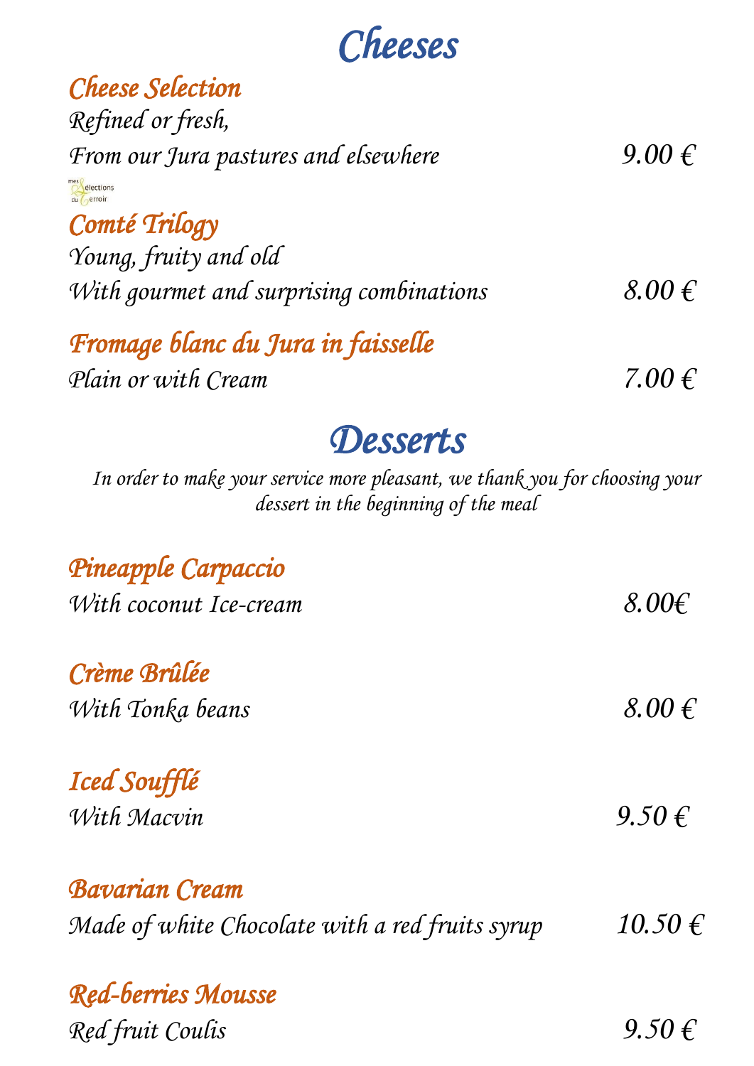# Cheeses

### Cheese Selection
Refined or fresh,
From our Jura pastures and elsewhere — 9.00 €

mes Sélections du Terroir

### Comté Trilogy
Young, fruity and old
With gourmet and surprising combinations — 8.00 €

### Fromage blanc du Jura in faisselle
Plain or with Cream — 7.00 €

# Desserts

*In order to make your service more pleasant, we thank you for choosing your dessert in the beginning of the meal*

### Pineapple Carpaccio
With coconut Ice-cream — 8.00€

### Crème Brûlée
With Tonka beans — 8.00 €

### Iced Soufflé
With Macvin — 9.50 €

### Bavarian Cream
Made of white Chocolate with a red fruits syrup — 10.50 €

### Red-berries Mousse
Red fruit Coulis — 9.50 €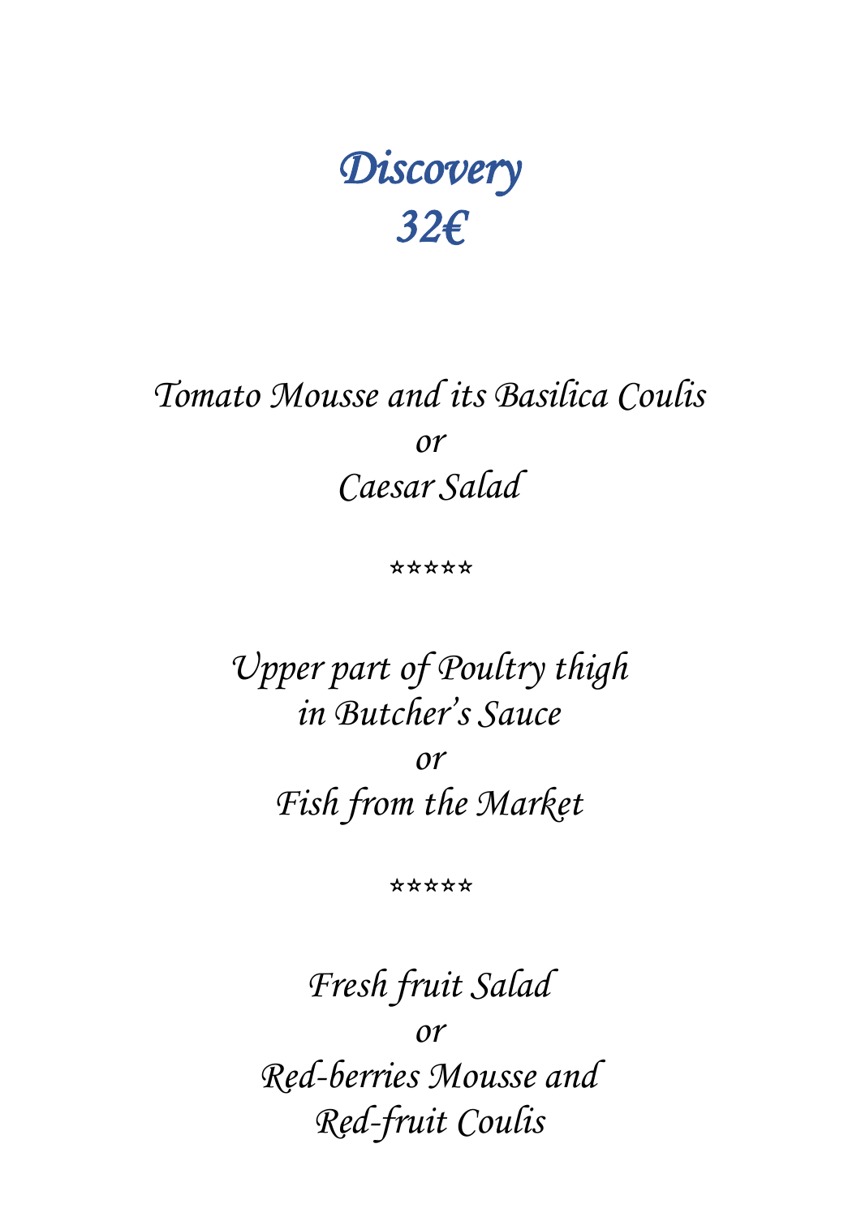# *Discovery*
# *32€*

*Tomato Mousse and its Basilica Coulis*

*or*

*Caesar Salad*

*****

*Upper part of Poultry thigh*
*in Butcher's Sauce*

*or*

*Fish from the Market*

*****

*Fresh fruit Salad*

*or*

*Red-berries Mousse and*
*Red-fruit Coulis*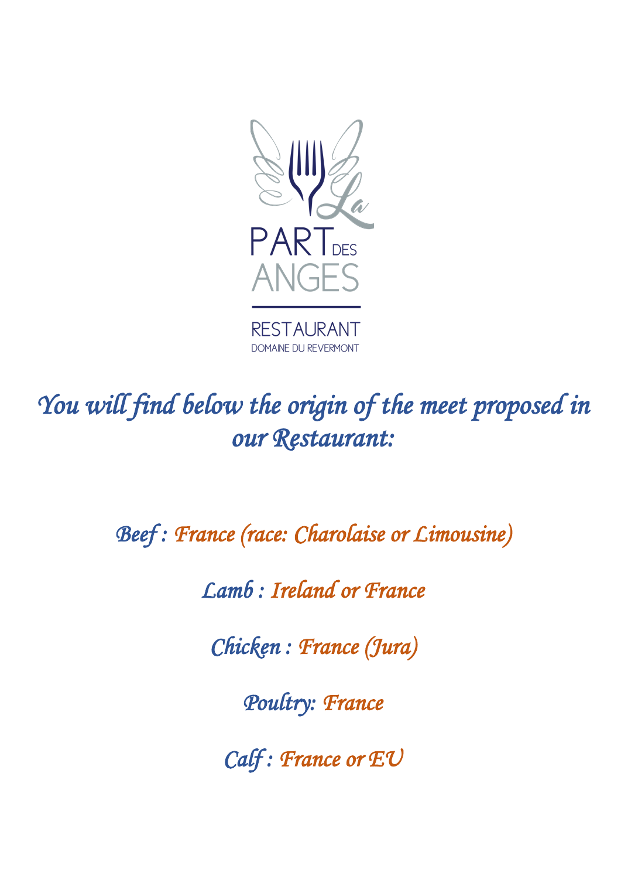La PART DES ANGES

RESTAURANT

DOMAINE DU REVERMONT

*You will find below the origin of the meet proposed in our Restaurant:*

*Beef : France (race: Charolaise or Limousine)*

*Lamb : Ireland or France*

*Chicken : France (Jura)*

*Poultry: France*

*Calf : France or EU*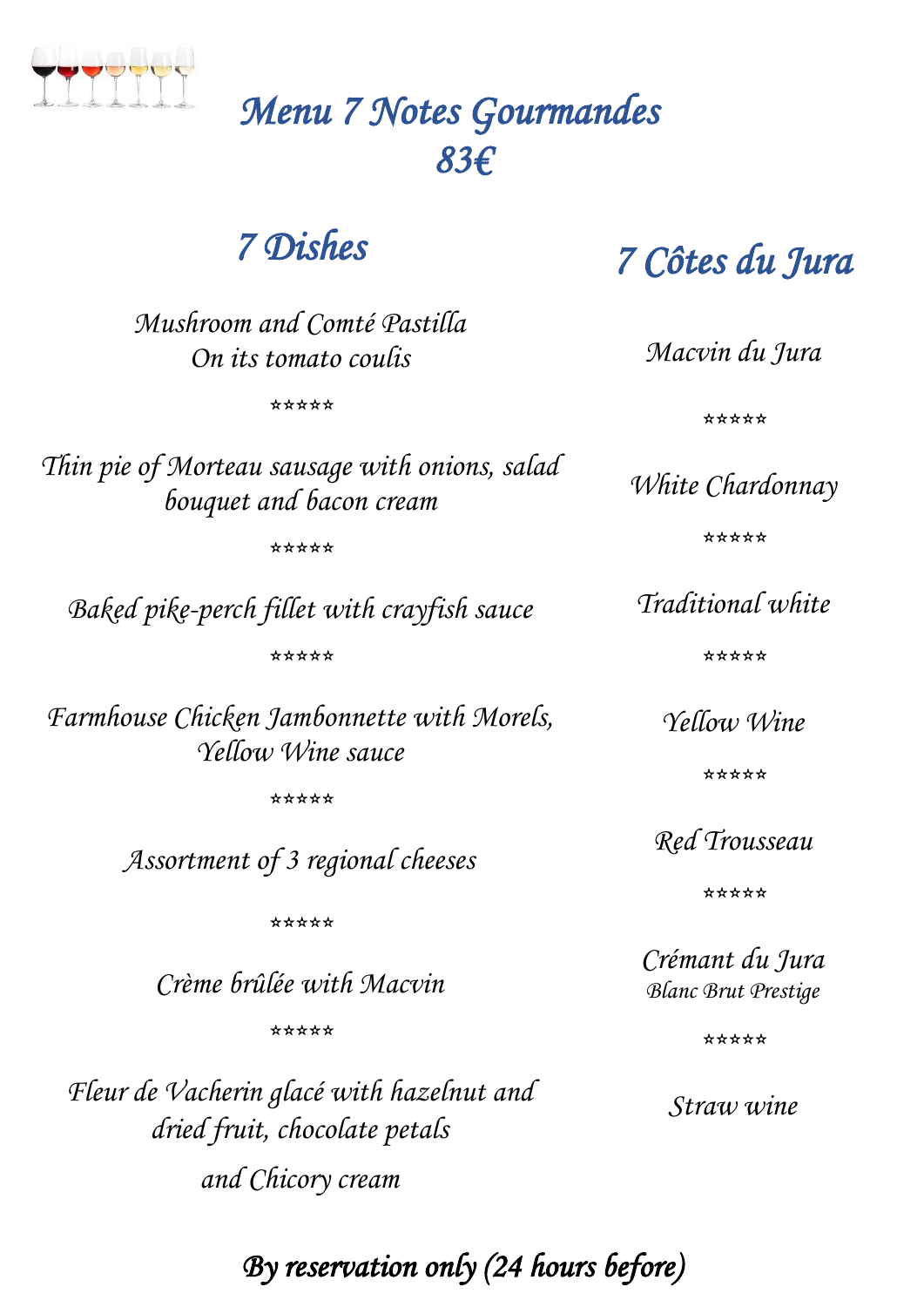# Menu 7 Notes Gourmandes
## 83€

## 7 Dishes

Mushroom and Comté Pastilla
On its tomato coulis

\*\*\*\*\*

Thin pie of Morteau sausage with onions, salad bouquet and bacon cream

\*\*\*\*\*

Baked pike-perch fillet with crayfish sauce

\*\*\*\*\*

Farmhouse Chicken Jambonnette with Morels, Yellow Wine sauce

\*\*\*\*\*

Assortment of 3 regional cheeses

\*\*\*\*\*

Crème brûlée with Macvin

\*\*\*\*\*

Fleur de Vacherin glacé with hazelnut and dried fruit, chocolate petals

and Chicory cream

## 7 Côtes du Jura

Macvin du Jura

\*\*\*\*\*

White Chardonnay

\*\*\*\*\*

Traditional white

\*\*\*\*\*

Yellow Wine

\*\*\*\*\*

Red Trousseau

\*\*\*\*\*

Crémant du Jura
Blanc Brut Prestige

\*\*\*\*\*

Straw wine

**By reservation only (24 hours before)**